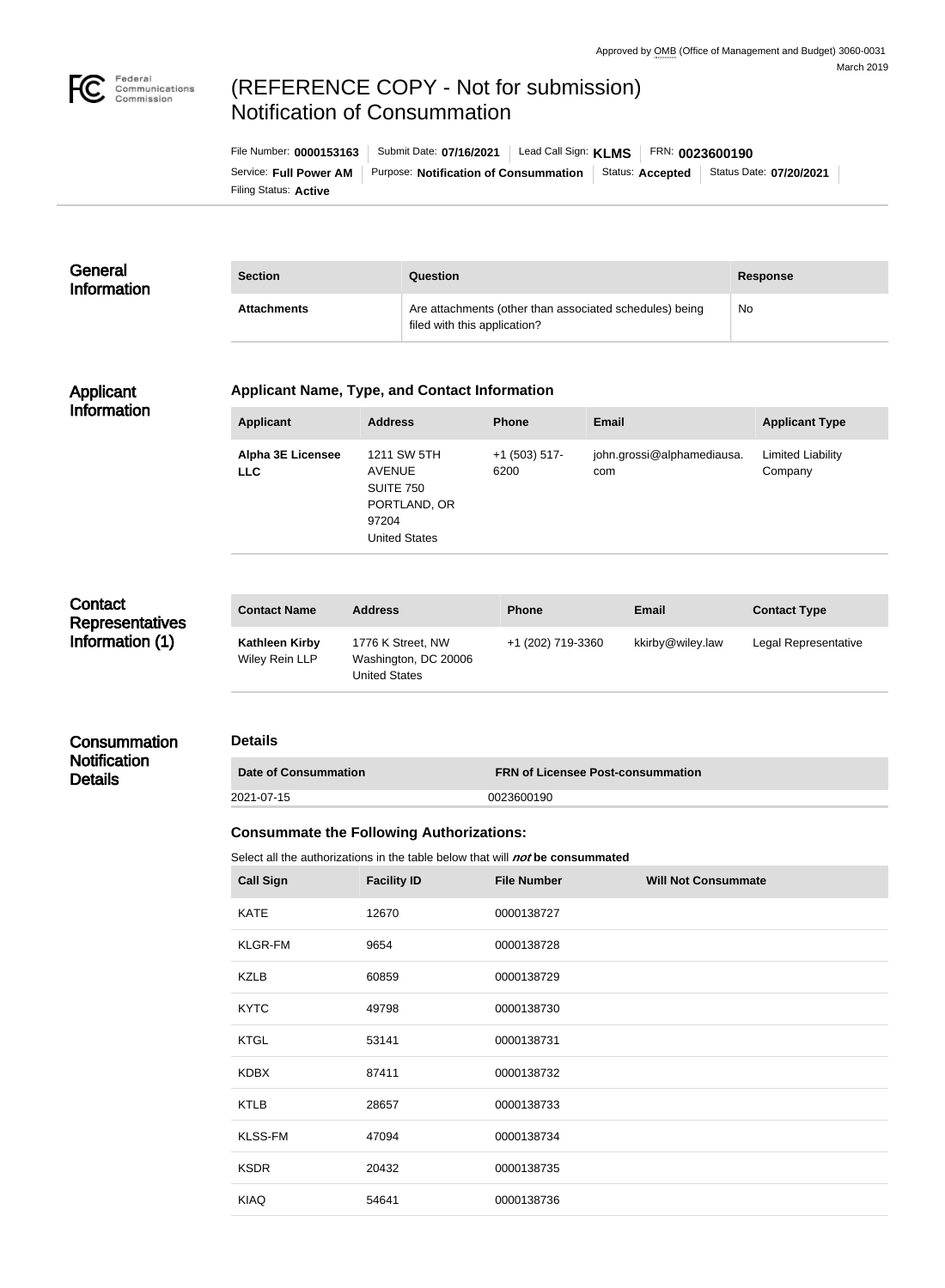Approved by OMB (Office of Management and Budget) 3060-0031
March 2019

# (REFERENCE COPY - Not for submission) Notification of Consummation

File Number: **0000153163** | Submit Date: **07/16/2021** | Lead Call Sign: **KLMS** | FRN: **0023600190**

Service: **Full Power AM** | Purpose: **Notification of Consummation** | Status: **Accepted** | Status Date: **07/20/2021**

Filing Status: **Active**

## General Information

| Section | Question | Response |
|---|---|---|
| **Attachments** | Are attachments (other than associated schedules) being filed with this application? | No |

## Applicant Information

### Applicant Name, Type, and Contact Information

| Applicant | Address | Phone | Email | Applicant Type |
|---|---|---|---|---|
| **Alpha 3E Licensee LLC** | 1211 SW 5TH AVENUE SUITE 750 PORTLAND, OR 97204 United States | +1 (503) 517-6200 | john.grossi@alphamediausa.com | Limited Liability Company |

## Contact Representatives Information (1)

| Contact Name | Address | Phone | Email | Contact Type |
|---|---|---|---|---|
| **Kathleen Kirby** Wiley Rein LLP | 1776 K Street, NW Washington, DC 20006 United States | +1 (202) 719-3360 | kkirby@wiley.law | Legal Representative |

## Consummation Notification Details

### Details

| Date of Consummation | FRN of Licensee Post-consummation |
|---|---|
| 2021-07-15 | 0023600190 |

### Consummate the Following Authorizations:

Select all the authorizations in the table below that will ***not*** **be consummated**

| Call Sign | Facility ID | File Number | Will Not Consummate |
|---|---|---|---|
| KATE | 12670 | 0000138727 | |
| KLGR-FM | 9654 | 0000138728 | |
| KZLB | 60859 | 0000138729 | |
| KYTC | 49798 | 0000138730 | |
| KTGL | 53141 | 0000138731 | |
| KDBX | 87411 | 0000138732 | |
| KTLB | 28657 | 0000138733 | |
| KLSS-FM | 47094 | 0000138734 | |
| KSDR | 20432 | 0000138735 | |
| KIAQ | 54641 | 0000138736 | |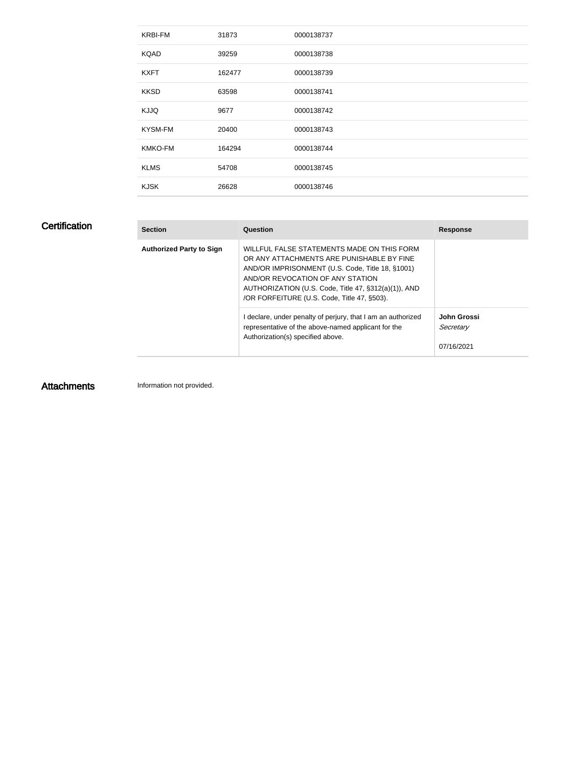| | | |
|---|---|---|
| KRBI-FM | 31873 | 0000138737 |
| KQAD | 39259 | 0000138738 |
| KXFT | 162477 | 0000138739 |
| KKSD | 63598 | 0000138741 |
| KJJQ | 9677 | 0000138742 |
| KYSM-FM | 20400 | 0000138743 |
| KMKO-FM | 164294 | 0000138744 |
| KLMS | 54708 | 0000138745 |
| KJSK | 26628 | 0000138746 |

## Certification

| Section | Question | Response |
|---|---|---|
| **Authorized Party to Sign** | WILLFUL FALSE STATEMENTS MADE ON THIS FORM OR ANY ATTACHMENTS ARE PUNISHABLE BY FINE AND/OR IMPRISONMENT (U.S. Code, Title 18, §1001) AND/OR REVOCATION OF ANY STATION AUTHORIZATION (U.S. Code, Title 47, §312(a)(1)), AND /OR FORFEITURE (U.S. Code, Title 47, §503). | |
| | I declare, under penalty of perjury, that I am an authorized representative of the above-named applicant for the Authorization(s) specified above. | **John Grossi** *Secretary* 07/16/2021 |

## Attachments

Information not provided.